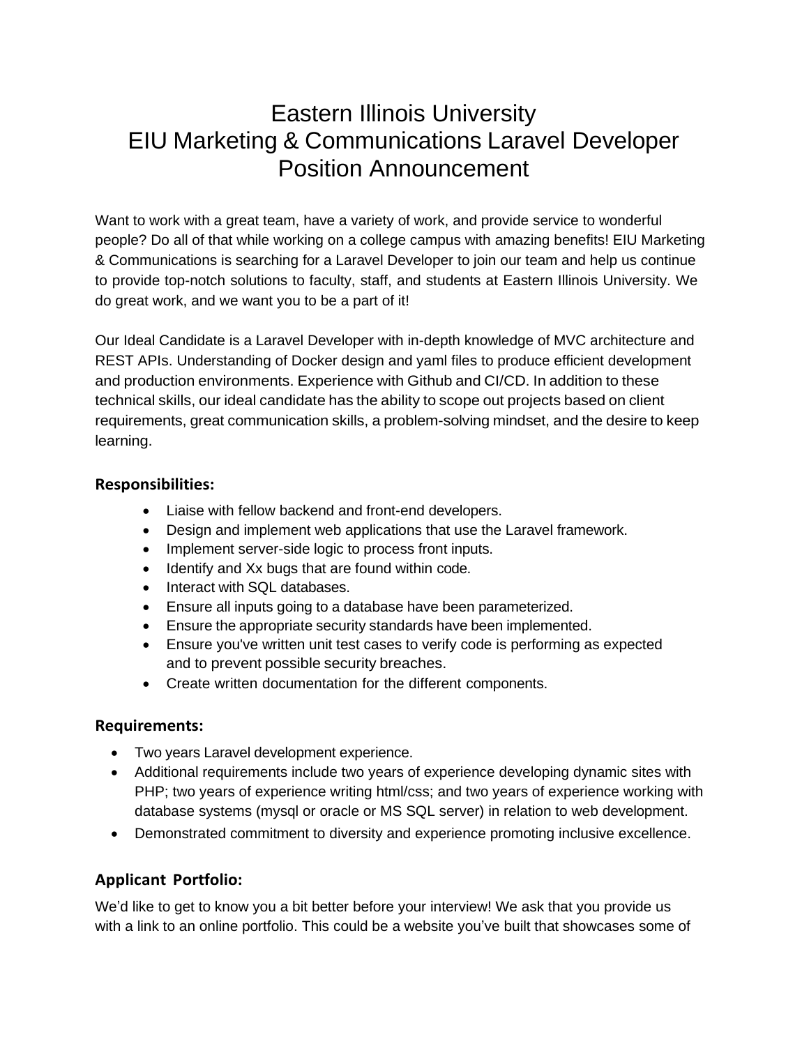# Eastern Illinois University
# EIU Marketing & Communications Laravel Developer Position Announcement

Want to work with a great team, have a variety of work, and provide service to wonderful people? Do all of that while working on a college campus with amazing benefits! EIU Marketing & Communications is searching for a Laravel Developer to join our team and help us continue to provide top-notch solutions to faculty, staff, and students at Eastern Illinois University. We do great work, and we want you to be a part of it!

Our Ideal Candidate is a Laravel Developer with in-depth knowledge of MVC architecture and REST APIs. Understanding of Docker design and yaml files to produce efficient development and production environments. Experience with Github and CI/CD. In addition to these technical skills, our ideal candidate has the ability to scope out projects based on client requirements, great communication skills, a problem-solving mindset, and the desire to keep learning.

## Responsibilities:

- Liaise with fellow backend and front-end developers.
- Design and implement web applications that use the Laravel framework.
- Implement server-side logic to process front inputs.
- Identify and Xx bugs that are found within code.
- Interact with SQL databases.
- Ensure all inputs going to a database have been parameterized.
- Ensure the appropriate security standards have been implemented.
- Ensure you've written unit test cases to verify code is performing as expected and to prevent possible security breaches.
- Create written documentation for the different components.

## Requirements:

- Two years Laravel development experience.
- Additional requirements include two years of experience developing dynamic sites with PHP; two years of experience writing html/css; and two years of experience working with database systems (mysql or oracle or MS SQL server) in relation to web development.
- Demonstrated commitment to diversity and experience promoting inclusive excellence.

## Applicant Portfolio:

We'd like to get to know you a bit better before your interview! We ask that you provide us with a link to an online portfolio. This could be a website you've built that showcases some of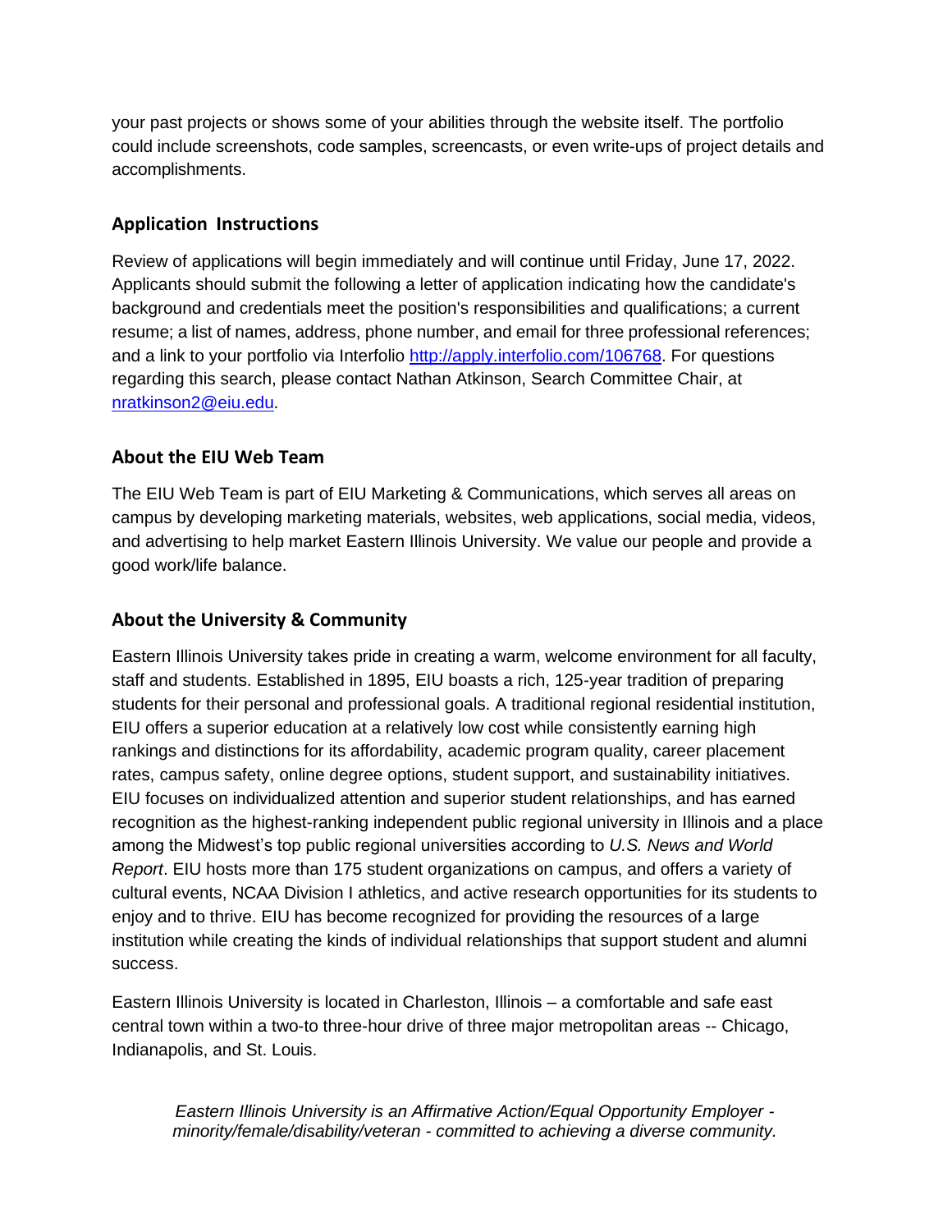your past projects or shows some of your abilities through the website itself. The portfolio could include screenshots, code samples, screencasts, or even write-ups of project details and accomplishments.

### Application Instructions

Review of applications will begin immediately and will continue until Friday, June 17, 2022. Applicants should submit the following a letter of application indicating how the candidate's background and credentials meet the position's responsibilities and qualifications; a current resume; a list of names, address, phone number, and email for three professional references; and a link to your portfolio via Interfolio [http://apply.interfolio.com/106768](http://apply.interfolio.com/106768). For questions regarding this search, please contact Nathan Atkinson, Search Committee Chair, at [nratkinson2@eiu.edu](mailto:nratkinson2@eiu.edu).

### About the EIU Web Team

The EIU Web Team is part of EIU Marketing & Communications, which serves all areas on campus by developing marketing materials, websites, web applications, social media, videos, and advertising to help market Eastern Illinois University. We value our people and provide a good work/life balance.

### About the University & Community

Eastern Illinois University takes pride in creating a warm, welcome environment for all faculty, staff and students. Established in 1895, EIU boasts a rich, 125-year tradition of preparing students for their personal and professional goals. A traditional regional residential institution, EIU offers a superior education at a relatively low cost while consistently earning high rankings and distinctions for its affordability, academic program quality, career placement rates, campus safety, online degree options, student support, and sustainability initiatives. EIU focuses on individualized attention and superior student relationships, and has earned recognition as the highest-ranking independent public regional university in Illinois and a place among the Midwest's top public regional universities according to *U.S. News and World Report*. EIU hosts more than 175 student organizations on campus, and offers a variety of cultural events, NCAA Division I athletics, and active research opportunities for its students to enjoy and to thrive. EIU has become recognized for providing the resources of a large institution while creating the kinds of individual relationships that support student and alumni success.

Eastern Illinois University is located in Charleston, Illinois – a comfortable and safe east central town within a two-to three-hour drive of three major metropolitan areas -- Chicago, Indianapolis, and St. Louis.

*Eastern Illinois University is an Affirmative Action/Equal Opportunity Employer - minority/female/disability/veteran - committed to achieving a diverse community.*